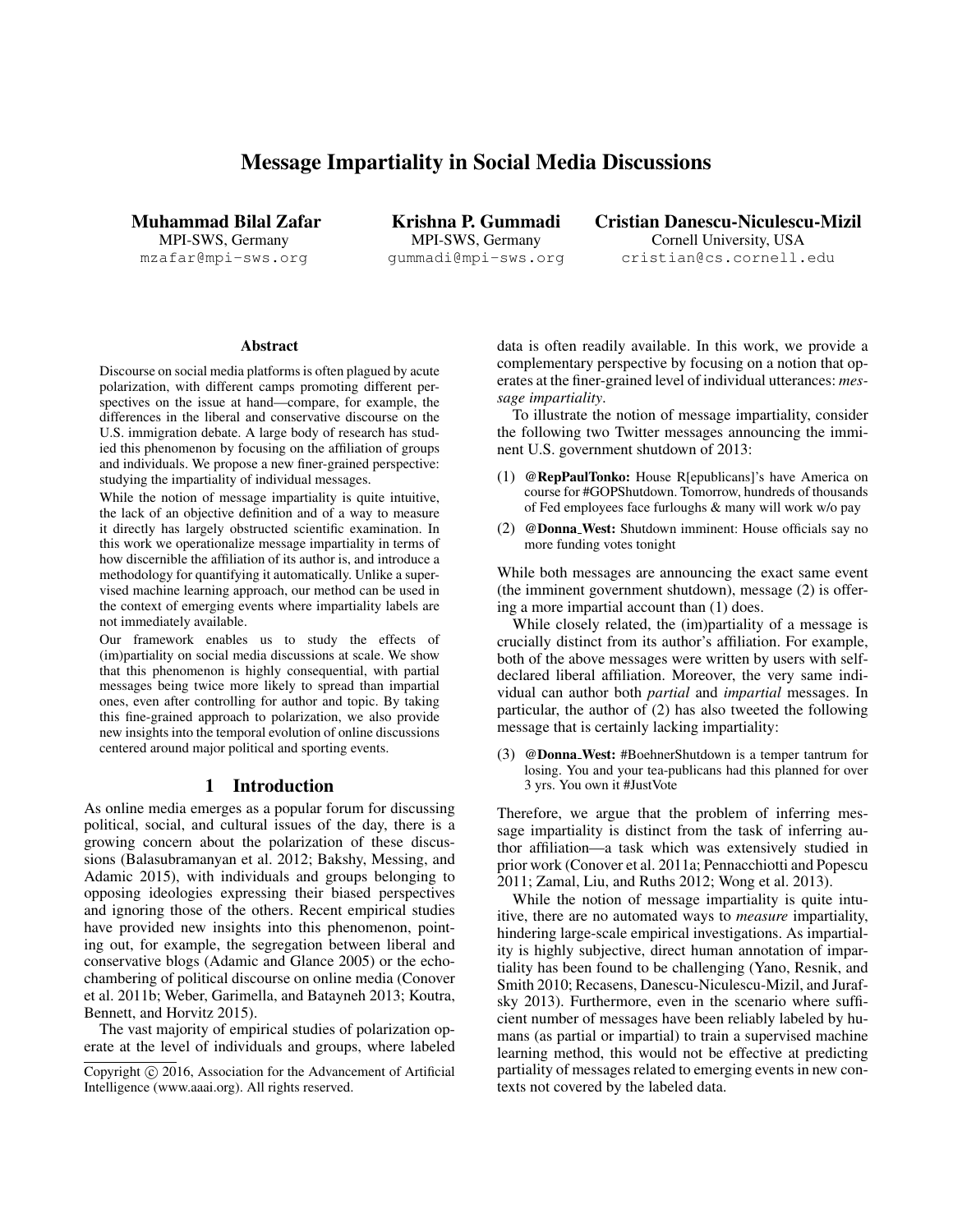# Message Impartiality in Social Media Discussions

**Muhammad Bilal Zafar**
MPI-SWS, Germany
mzafar@mpi-sws.org

**Krishna P. Gummadi**
MPI-SWS, Germany
gummadi@mpi-sws.org

**Cristian Danescu-Niculescu-Mizil**
Cornell University, USA
cristian@cs.cornell.edu

## Abstract

Discourse on social media platforms is often plagued by acute polarization, with different camps promoting different perspectives on the issue at hand—compare, for example, the differences in the liberal and conservative discourse on the U.S. immigration debate. A large body of research has studied this phenomenon by focusing on the affiliation of groups and individuals. We propose a new finer-grained perspective: studying the impartiality of individual messages.

While the notion of message impartiality is quite intuitive, the lack of an objective definition and of a way to measure it directly has largely obstructed scientific examination. In this work we operationalize message impartiality in terms of how discernible the affiliation of its author is, and introduce a methodology for quantifying it automatically. Unlike a supervised machine learning approach, our method can be used in the context of emerging events where impartiality labels are not immediately available.

Our framework enables us to study the effects of (im)partiality on social media discussions at scale. We show that this phenomenon is highly consequential, with partial messages being twice more likely to spread than impartial ones, even after controlling for author and topic. By taking this fine-grained approach to polarization, we also provide new insights into the temporal evolution of online discussions centered around major political and sporting events.

## 1 Introduction

As online media emerges as a popular forum for discussing political, social, and cultural issues of the day, there is a growing concern about the polarization of these discussions (Balasubramanyan et al. 2012; Bakshy, Messing, and Adamic 2015), with individuals and groups belonging to opposing ideologies expressing their biased perspectives and ignoring those of the others. Recent empirical studies have provided new insights into this phenomenon, pointing out, for example, the segregation between liberal and conservative blogs (Adamic and Glance 2005) or the echo-chambering of political discourse on online media (Conover et al. 2011b; Weber, Garimella, and Batayneh 2013; Koutra, Bennett, and Horvitz 2015).

The vast majority of empirical studies of polarization operate at the level of individuals and groups, where labeled data is often readily available. In this work, we provide a complementary perspective by focusing on a notion that operates at the finer-grained level of individual utterances: *message impartiality*.

To illustrate the notion of message impartiality, consider the following two Twitter messages announcing the imminent U.S. government shutdown of 2013:

(1) **@RepPaulTonko:** House R[epublicans]'s have America on course for #GOPShutdown. Tomorrow, hundreds of thousands of Fed employees face furloughs & many will work w/o pay

(2) **@Donna_West:** Shutdown imminent: House officials say no more funding votes tonight

While both messages are announcing the exact same event (the imminent government shutdown), message (2) is offering a more impartial account than (1) does.

While closely related, the (im)partiality of a message is crucially distinct from its author's affiliation. For example, both of the above messages were written by users with self-declared liberal affiliation. Moreover, the very same individual can author both *partial* and *impartial* messages. In particular, the author of (2) has also tweeted the following message that is certainly lacking impartiality:

(3) **@Donna_West:** #BoehnerShutdown is a temper tantrum for losing. You and your tea-publicans had this planned for over 3 yrs. You own it #JustVote

Therefore, we argue that the problem of inferring message impartiality is distinct from the task of inferring author affiliation—a task which was extensively studied in prior work (Conover et al. 2011a; Pennacchiotti and Popescu 2011; Zamal, Liu, and Ruths 2012; Wong et al. 2013).

While the notion of message impartiality is quite intuitive, there are no automated ways to *measure* impartiality, hindering large-scale empirical investigations. As impartiality is highly subjective, direct human annotation of impartiality has been found to be challenging (Yano, Resnik, and Smith 2010; Recasens, Danescu-Niculescu-Mizil, and Jurafsky 2013). Furthermore, even in the scenario where sufficient number of messages have been reliably labeled by humans (as partial or impartial) to train a supervised machine learning method, this would not be effective at predicting partiality of messages related to emerging events in new contexts not covered by the labeled data.

Copyright © 2016, Association for the Advancement of Artificial Intelligence (www.aaai.org). All rights reserved.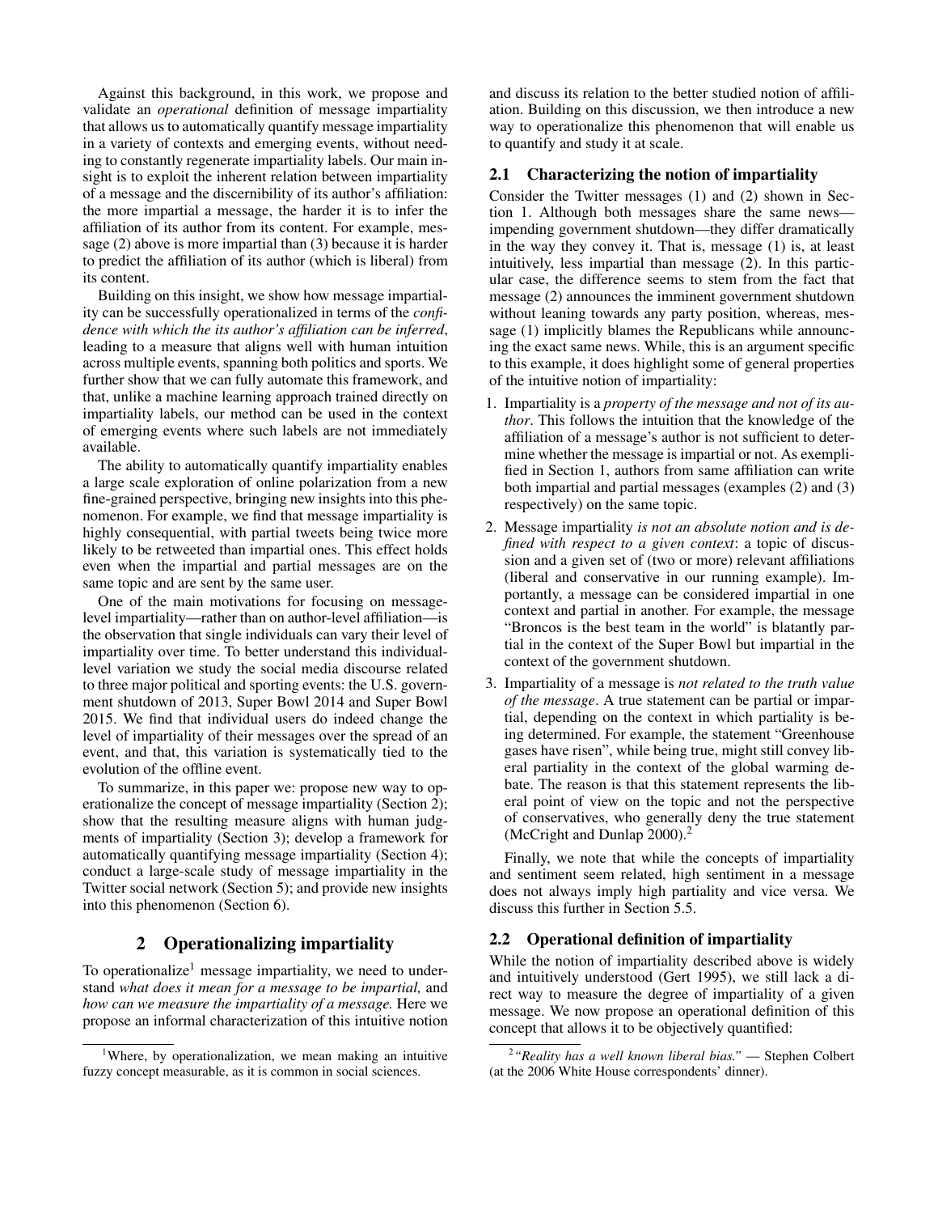Against this background, in this work, we propose and validate an *operational* definition of message impartiality that allows us to automatically quantify message impartiality in a variety of contexts and emerging events, without needing to constantly regenerate impartiality labels. Our main insight is to exploit the inherent relation between impartiality of a message and the discernibility of its author's affiliation: the more impartial a message, the harder it is to infer the affiliation of its author from its content. For example, message (2) above is more impartial than (3) because it is harder to predict the affiliation of its author (which is liberal) from its content.

Building on this insight, we show how message impartiality can be successfully operationalized in terms of the *confidence with which the its author's affiliation can be inferred*, leading to a measure that aligns well with human intuition across multiple events, spanning both politics and sports. We further show that we can fully automate this framework, and that, unlike a machine learning approach trained directly on impartiality labels, our method can be used in the context of emerging events where such labels are not immediately available.

The ability to automatically quantify impartiality enables a large scale exploration of online polarization from a new fine-grained perspective, bringing new insights into this phenomenon. For example, we find that message impartiality is highly consequential, with partial tweets being twice more likely to be retweeted than impartial ones. This effect holds even when the impartial and partial messages are on the same topic and are sent by the same user.

One of the main motivations for focusing on message-level impartiality—rather than on author-level affiliation—is the observation that single individuals can vary their level of impartiality over time. To better understand this individual-level variation we study the social media discourse related to three major political and sporting events: the U.S. government shutdown of 2013, Super Bowl 2014 and Super Bowl 2015. We find that individual users do indeed change the level of impartiality of their messages over the spread of an event, and that, this variation is systematically tied to the evolution of the offline event.

To summarize, in this paper we: propose new way to operationalize the concept of message impartiality (Section 2); show that the resulting measure aligns with human judgments of impartiality (Section 3); develop a framework for automatically quantifying message impartiality (Section 4); conduct a large-scale study of message impartiality in the Twitter social network (Section 5); and provide new insights into this phenomenon (Section 6).

## 2 Operationalizing impartiality

To operationalize[1] message impartiality, we need to understand *what does it mean for a message to be impartial,* and *how can we measure the impartiality of a message.* Here we propose an informal characterization of this intuitive notion and discuss its relation to the better studied notion of affiliation. Building on this discussion, we then introduce a new way to operationalize this phenomenon that will enable us to quantify and study it at scale.

### 2.1 Characterizing the notion of impartiality

Consider the Twitter messages (1) and (2) shown in Section 1. Although both messages share the same news—impending government shutdown—they differ dramatically in the way they convey it. That is, message (1) is, at least intuitively, less impartial than message (2). In this particular case, the difference seems to stem from the fact that message (2) announces the imminent government shutdown without leaning towards any party position, whereas, message (1) implicitly blames the Republicans while announcing the exact same news. While, this is an argument specific to this example, it does highlight some of general properties of the intuitive notion of impartiality:

1. Impartiality is a *property of the message and not of its author*. This follows the intuition that the knowledge of the affiliation of a message's author is not sufficient to determine whether the message is impartial or not. As exemplified in Section 1, authors from same affiliation can write both impartial and partial messages (examples (2) and (3) respectively) on the same topic.
2. Message impartiality *is not an absolute notion and is defined with respect to a given context*: a topic of discussion and a given set of (two or more) relevant affiliations (liberal and conservative in our running example). Importantly, a message can be considered impartial in one context and partial in another. For example, the message "Broncos is the best team in the world" is blatantly partial in the context of the Super Bowl but impartial in the context of the government shutdown.
3. Impartiality of a message is *not related to the truth value of the message*. A true statement can be partial or impartial, depending on the context in which partiality is being determined. For example, the statement "Greenhouse gases have risen", while being true, might still convey liberal partiality in the context of the global warming debate. The reason is that this statement represents the liberal point of view on the topic and not the perspective of conservatives, who generally deny the true statement (McCright and Dunlap 2000).[2]

Finally, we note that while the concepts of impartiality and sentiment seem related, high sentiment in a message does not always imply high partiality and vice versa. We discuss this further in Section 5.5.

### 2.2 Operational definition of impartiality

While the notion of impartiality described above is widely and intuitively understood (Gert 1995), we still lack a direct way to measure the degree of impartiality of a given message. We now propose an operational definition of this concept that allows it to be objectively quantified:

[1] Where, by operationalization, we mean making an intuitive fuzzy concept measurable, as it is common in social sciences.

[2] *"Reality has a well known liberal bias."* — Stephen Colbert (at the 2006 White House correspondents' dinner).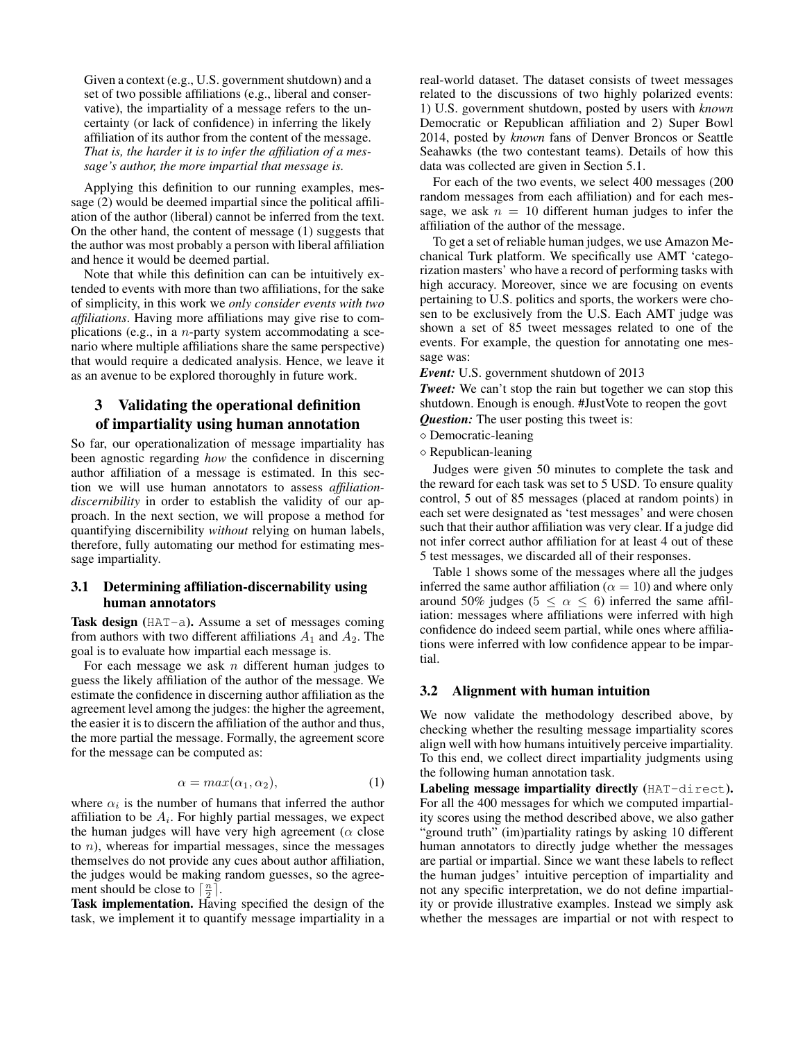Given a context (e.g., U.S. government shutdown) and a set of two possible affiliations (e.g., liberal and conservative), the impartiality of a message refers to the uncertainty (or lack of confidence) in inferring the likely affiliation of its author from the content of the message. *That is, the harder it is to infer the affiliation of a message's author, the more impartial that message is.*

Applying this definition to our running examples, message (2) would be deemed impartial since the political affiliation of the author (liberal) cannot be inferred from the text. On the other hand, the content of message (1) suggests that the author was most probably a person with liberal affiliation and hence it would be deemed partial.

Note that while this definition can be intuitively extended to events with more than two affiliations, for the sake of simplicity, in this work we *only consider events with two affiliations*. Having more affiliations may give rise to complications (e.g., in a $n$-party system accommodating a scenario where multiple affiliations share the same perspective) that would require a dedicated analysis. Hence, we leave it as an avenue to be explored thoroughly in future work.

## 3 Validating the operational definition of impartiality using human annotation

So far, our operationalization of message impartiality has been agnostic regarding *how* the confidence in discerning author affiliation of a message is estimated. In this section we will use human annotators to assess *affiliation-discernibility* in order to establish the validity of our approach. In the next section, we will propose a method for quantifying discernibility *without* relying on human labels, therefore, fully automating our method for estimating message impartiality.

### 3.1 Determining affiliation-discernability using human annotators

**Task design (HAT-a).** Assume a set of messages coming from authors with two different affiliations $A_1$ and $A_2$. The goal is to evaluate how impartial each message is.

For each message we ask $n$ different human judges to guess the likely affiliation of the author of the message. We estimate the confidence in discerning author affiliation as the agreement level among the judges: the higher the agreement, the easier it is to discern the affiliation of the author and thus, the more partial the message. Formally, the agreement score for the message can be computed as:

$$\alpha = max(\alpha_1, \alpha_2), \tag{1}$$

where $\alpha_i$ is the number of humans that inferred the author affiliation to be $A_i$. For highly partial messages, we expect the human judges will have very high agreement ($\alpha$ close to $n$), whereas for impartial messages, since the messages themselves do not provide any cues about author affiliation, the judges would be making random guesses, so the agreement should be close to $\lceil \frac{n}{2} \rceil$.

**Task implementation.** Having specified the design of the task, we implement it to quantify message impartiality in a real-world dataset. The dataset consists of tweet messages related to the discussions of two highly polarized events: 1) U.S. government shutdown, posted by users with *known* Democratic or Republican affiliation and 2) Super Bowl 2014, posted by *known* fans of Denver Broncos or Seattle Seahawks (the two contestant teams). Details of how this data was collected are given in Section 5.1.

For each of the two events, we select 400 messages (200 random messages from each affiliation) and for each message, we ask $n = 10$ different human judges to infer the affiliation of the author of the message.

To get a set of reliable human judges, we use Amazon Mechanical Turk platform. We specifically use AMT 'categorization masters' who have a record of performing tasks with high accuracy. Moreover, since we are focusing on events pertaining to U.S. politics and sports, the workers were chosen to be exclusively from the U.S. Each AMT judge was shown a set of 85 tweet messages related to one of the events. For example, the question for annotating one message was:

***Event:*** U.S. government shutdown of 2013

***Tweet:*** We can't stop the rain but together we can stop this shutdown. Enough is enough. #JustVote to reopen the govt

***Question:*** The user posting this tweet is:

◇ Democratic-leaning

◇ Republican-leaning

Judges were given 50 minutes to complete the task and the reward for each task was set to 5 USD. To ensure quality control, 5 out of 85 messages (placed at random points) in each set were designated as 'test messages' and were chosen such that their author affiliation was very clear. If a judge did not infer correct author affiliation for at least 4 out of these 5 test messages, we discarded all of their responses.

Table 1 shows some of the messages where all the judges inferred the same author affiliation ($\alpha = 10$) and where only around 50% judges ($5 \leq \alpha \leq 6$) inferred the same affiliation: messages where affiliations were inferred with high confidence do indeed seem partial, while ones where affiliations were inferred with low confidence appear to be impartial.

### 3.2 Alignment with human intuition

We now validate the methodology described above, by checking whether the resulting message impartiality scores align well with how humans intuitively perceive impartiality. To this end, we collect direct impartiality judgments using the following human annotation task.

**Labeling message impartiality directly (HAT-direct).** For all the 400 messages for which we computed impartiality scores using the method described above, we also gather "ground truth" (im)partiality ratings by asking 10 different human annotators to directly judge whether the messages are partial or impartial. Since we want these labels to reflect the human judges' intuitive perception of impartiality and not any specific interpretation, we do not define impartiality or provide illustrative examples. Instead we simply ask whether the messages are impartial or not with respect to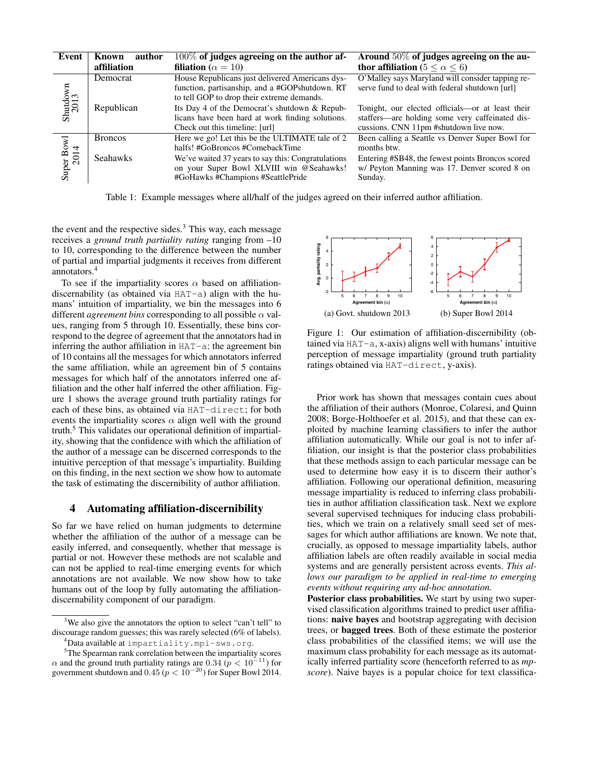| Event | Known author affiliation | 100% of judges agreeing on the author affiliation ($\alpha = 10$) | Around 50% of judges agreeing on the author affiliation ($5 \leq \alpha \leq 6$) |
|---|---|---|---|
| Shutdown 2013 | Democrat | House Republicans just delivered Americans dysfunction, partisanship, and a #GOPshutdown. RT to tell GOP to drop their extreme demands. | O'Malley says Maryland will consider tapping reserve fund to deal with federal shutdown [url] |
| | Republican | Its Day 4 of the Democrat's shutdown & Republicans have been hard at work finding solutions. Check out this timeline: [url] | Tonight, our elected officials—or at least their staffers—are holding some very caffeinated discussions. CNN 11pm #shutdown live now. |
| Super Bowl 2014 | Broncos | Here we go! Let this be the ULTIMATE tale of 2 halfs! #GoBroncos #ComebackTime | Been calling a Seattle vs Denver Super Bowl for months btw. |
| | Seahawks | We've waited 37 years to say this: Congratulations on your Super Bowl XLVIII win @Seahawks! #GoHawks #Champions #SeattlePride | Entering #SB48, the fewest points Broncos scored w/ Peyton Manning was 17. Denver scored 8 on Sunday. |

Table 1: Example messages where all/half of the judges agreed on their inferred author affiliation.

the event and the respective sides.[3] This way, each message receives a *ground truth partiality rating* ranging from –10 to 10, corresponding to the difference between the number of partial and impartial judgments it receives from different annotators.[4]

To see if the impartiality scores $\alpha$ based on affiliation-discernability (as obtained via HAT-a) align with the humans' intuition of impartiality, we bin the messages into 6 different *agreement bins* corresponding to all possible $\alpha$ values, ranging from 5 through 10. Essentially, these bins correspond to the degree of agreement that the annotators had in inferring the author affiliation in HAT-a: the agreement bin of 10 contains all the messages for which annotators inferred the same affiliation, while an agreement bin of 5 contains messages for which half of the annotators inferred one affiliation and the other half inferred the other affiliation. Figure 1 shows the average ground truth partiality ratings for each of these bins, as obtained via HAT-direct; for both events the impartiality scores $\alpha$ align well with the ground truth.[5] This validates our operational definition of impartiality, showing that the confidence with which the affiliation of the author of a message can be discerned corresponds to the intuitive perception of that message's impartiality. Building on this finding, in the next section we show how to automate the task of estimating the discernibility of author affiliation.

(a) Govt. shutdown 2013 (b) Super Bowl 2014

Figure 1: Our estimation of affiliation-discernibility (obtained via HAT-a, x-axis) aligns well with humans' intuitive perception of message impartiality (ground truth partiality ratings obtained via HAT-direct, y-axis).

## 4 Automating affiliation-discernibility

So far we have relied on human judgments to determine whether the affiliation of the author of a message can be easily inferred, and consequently, whether that message is partial or not. However these methods are not scalable and can not be applied to real-time emerging events for which annotations are not available. We now show how to take humans out of the loop by fully automating the affiliation-discernability component of our paradigm.

Prior work has shown that messages contain cues about the affiliation of their authors (Monroe, Colaresi, and Quinn 2008; Borge-Holthoefer et al. 2015), and that these can exploited by machine learning classifiers to infer the author affiliation automatically. While our goal is not to infer affiliation, our insight is that the posterior class probabilities that these methods assign to each particular message can be used to determine how easy it is to discern their author's affiliation. Following our operational definition, measuring message impartiality is reduced to inferring class probabilities in author affiliation classification task. Next we explore several supervised techniques for inducing class probabilities, which we train on a relatively small seed set of messages for which author affiliations are known. We note that, crucially, as opposed to message impartiality labels, author affiliation labels are often readily available in social media systems and are generally persistent across events. *This allows our paradigm to be applied in real-time to emerging events without requiring any ad-hoc annotation.*

**Posterior class probabilities.** We start by using two supervised classification algorithms trained to predict user affiliations: **naive bayes** and bootstrap aggregating with decision trees, or **bagged trees**. Both of these estimate the posterior class probabilities of the classified items; we will use the maximum class probability for each message as its automatically inferred partiality score (henceforth referred to as *mp-score*). Naive bayes is a popular choice for text classifica-

[3] We also give the annotators the option to select "can't tell" to discourage random guesses; this was rarely selected (6% of labels).

[4] Data available at impartiality.mpi-sws.org.

[5] The Spearman rank correlation between the impartiality scores $\alpha$ and the ground truth partiality ratings are 0.34 ($p < 10^{-11}$) for government shutdown and 0.45 ($p < 10^{-20}$) for Super Bowl 2014.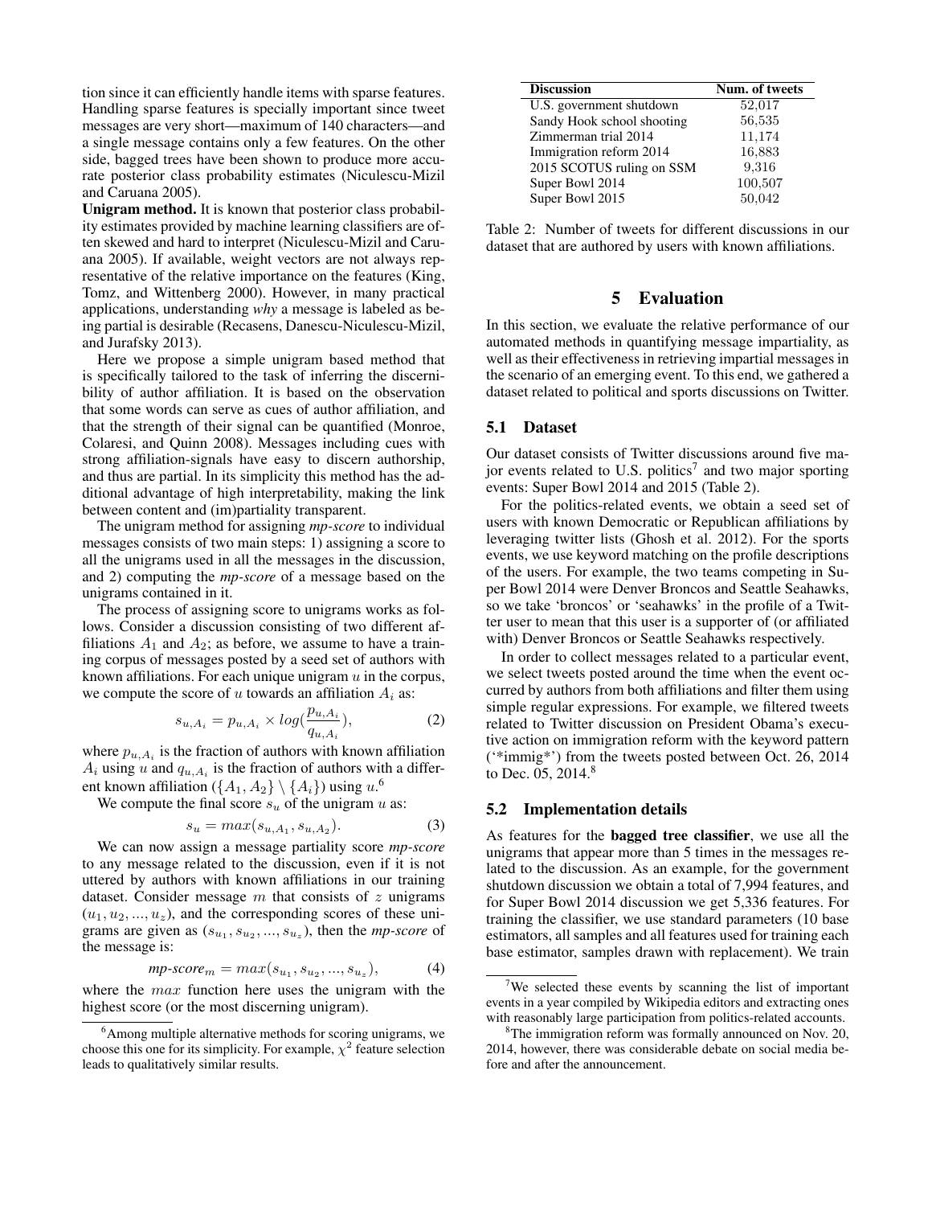tion since it can efficiently handle items with sparse features. Handling sparse features is specially important since tweet messages are very short—maximum of 140 characters—and a single message contains only a few features. On the other side, bagged trees have been shown to produce more accurate posterior class probability estimates (Niculescu-Mizil and Caruana 2005).

**Unigram method.** It is known that posterior class probability estimates provided by machine learning classifiers are often skewed and hard to interpret (Niculescu-Mizil and Caruana 2005). If available, weight vectors are not always representative of the relative importance on the features (King, Tomz, and Wittenberg 2000). However, in many practical applications, understanding *why* a message is labeled as being partial is desirable (Recasens, Danescu-Niculescu-Mizil, and Jurafsky 2013).

Here we propose a simple unigram based method that is specifically tailored to the task of inferring the discernibility of author affiliation. It is based on the observation that some words can serve as cues of author affiliation, and that the strength of their signal can be quantified (Monroe, Colaresi, and Quinn 2008). Messages including cues with strong affiliation-signals have easy to discern authorship, and thus are partial. In its simplicity this method has the additional advantage of high interpretability, making the link between content and (im)partiality transparent.

The unigram method for assigning *mp-score* to individual messages consists of two main steps: 1) assigning a score to all the unigrams used in all the messages in the discussion, and 2) computing the *mp-score* of a message based on the unigrams contained in it.

The process of assigning score to unigrams works as follows. Consider a discussion consisting of two different affiliations $A_1$ and $A_2$; as before, we assume to have a training corpus of messages posted by a seed set of authors with known affiliations. For each unique unigram $u$ in the corpus, we compute the score of $u$ towards an affiliation $A_i$ as:

$$s_{u,A_i} = p_{u,A_i} \times log(\frac{p_{u,A_i}}{q_{u,A_i}}), \tag{2}$$

where $p_{u,A_i}$ is the fraction of authors with known affiliation $A_i$ using $u$ and $q_{u,A_i}$ is the fraction of authors with a different known affiliation ($\{A_1, A_2\} \setminus \{A_i\}$) using $u$.[6]

We compute the final score $s_u$ of the unigram $u$ as:

$$s_u = max(s_{u,A_1}, s_{u,A_2}). \tag{3}$$

We can now assign a message partiality score *mp-score* to any message related to the discussion, even if it is not uttered by authors with known affiliations in our training dataset. Consider message $m$ that consists of $z$ unigrams $(u_1, u_2, ..., u_z)$, and the corresponding scores of these unigrams are given as $(s_{u_1}, s_{u_2}, ..., s_{u_z})$, then the *mp-score* of the message is:

$$\textit{mp-score}_m = max(s_{u_1}, s_{u_2}, ..., s_{u_z}), \tag{4}$$

where the $max$ function here uses the unigram with the highest score (or the most discerning unigram).

[6] Among multiple alternative methods for scoring unigrams, we choose this one for its simplicity. For example, $\chi^2$ feature selection leads to qualitatively similar results.

| Discussion | Num. of tweets |
|---|---|
| U.S. government shutdown | 52,017 |
| Sandy Hook school shooting | 56,535 |
| Zimmerman trial 2014 | 11,174 |
| Immigration reform 2014 | 16,883 |
| 2015 SCOTUS ruling on SSM | 9,316 |
| Super Bowl 2014 | 100,507 |
| Super Bowl 2015 | 50,042 |

Table 2: Number of tweets for different discussions in our dataset that are authored by users with known affiliations.

## 5 Evaluation

In this section, we evaluate the relative performance of our automated methods in quantifying message impartiality, as well as their effectiveness in retrieving impartial messages in the scenario of an emerging event. To this end, we gathered a dataset related to political and sports discussions on Twitter.

### 5.1 Dataset

Our dataset consists of Twitter discussions around five major events related to U.S. politics[7] and two major sporting events: Super Bowl 2014 and 2015 (Table 2).

For the politics-related events, we obtain a seed set of users with known Democratic or Republican affiliations by leveraging twitter lists (Ghosh et al. 2012). For the sports events, we use keyword matching on the profile descriptions of the users. For example, the two teams competing in Super Bowl 2014 were Denver Broncos and Seattle Seahawks, so we take 'broncos' or 'seahawks' in the profile of a Twitter user to mean that this user is a supporter of (or affiliated with) Denver Broncos or Seattle Seahawks respectively.

In order to collect messages related to a particular event, we select tweets posted around the time when the event occurred by authors from both affiliations and filter them using simple regular expressions. For example, we filtered tweets related to Twitter discussion on President Obama's executive action on immigration reform with the keyword pattern ('*immig*') from the tweets posted between Oct. 26, 2014 to Dec. 05, 2014.[8]

### 5.2 Implementation details

As features for the **bagged tree classifier**, we use all the unigrams that appear more than 5 times in the messages related to the discussion. As an example, for the government shutdown discussion we obtain a total of 7,994 features, and for Super Bowl 2014 discussion we get 5,336 features. For training the classifier, we use standard parameters (10 base estimators, all samples and all features used for training each base estimator, samples drawn with replacement). We train

[7] We selected these events by scanning the list of important events in a year compiled by Wikipedia editors and extracting ones with reasonably large participation from politics-related accounts.

[8] The immigration reform was formally announced on Nov. 20, 2014, however, there was considerable debate on social media before and after the announcement.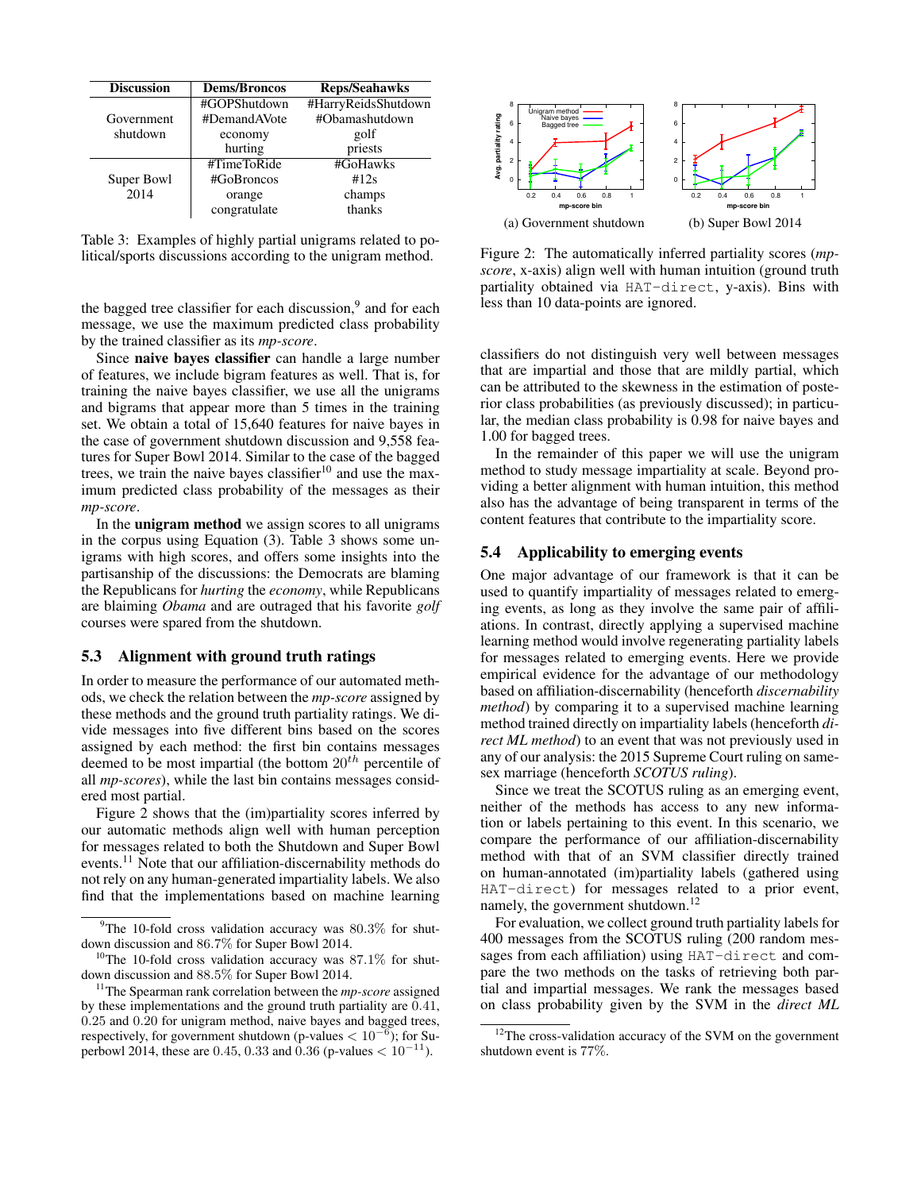| Discussion | Dems/Broncos | Reps/Seahawks |
|---|---|---|
| Government shutdown | #GOPShutdown | #HarryReidsShutdown |
| | #DemandAVote | #Obamashutdown |
| | economy | golf |
| | hurting | priests |
| Super Bowl 2014 | #TimeToRide | #GoHawks |
| | #GoBroncos | #12s |
| | orange | champs |
| | congratulate | thanks |

Table 3: Examples of highly partial unigrams related to political/sports discussions according to the unigram method.

the bagged tree classifier for each discussion,[9] and for each message, we use the maximum predicted class probability by the trained classifier as its *mp-score*.

Since **naive bayes classifier** can handle a large number of features, we include bigram features as well. That is, for training the naive bayes classifier, we use all the unigrams and bigrams that appear more than 5 times in the training set. We obtain a total of 15,640 features for naive bayes in the case of government shutdown discussion and 9,558 features for Super Bowl 2014. Similar to the case of the bagged trees, we train the naive bayes classifier[10] and use the maximum predicted class probability of the messages as their *mp-score*.

In the **unigram method** we assign scores to all unigrams in the corpus using Equation (3). Table 3 shows some unigrams with high scores, and offers some insights into the partisanship of the discussions: the Democrats are blaming the Republicans for *hurting* the *economy*, while Republicans are blaming *Obama* and are outraged that his favorite *golf* courses were spared from the shutdown.

### 5.3 Alignment with ground truth ratings

In order to measure the performance of our automated methods, we check the relation between the *mp-score* assigned by these methods and the ground truth partiality ratings. We divide messages into five different bins based on the scores assigned by each method: the first bin contains messages deemed to be most impartial (the bottom $20^{th}$ percentile of all *mp-scores*), while the last bin contains messages considered most partial.

Figure 2 shows that the (im)partiality scores inferred by our automatic methods align well with human perception for messages related to both the Shutdown and Super Bowl events.[11] Note that our affiliation-discernability methods do not rely on any human-generated impartiality labels. We also find that the implementations based on machine learning

(a) Government shutdown (b) Super Bowl 2014

Figure 2: The automatically inferred partiality scores (*mp-score*, x-axis) align well with human intuition (ground truth partiality obtained via `HAT-direct`, y-axis). Bins with less than 10 data-points are ignored.

classifiers do not distinguish very well between messages that are impartial and those that are mildly partial, which can be attributed to the skewness in the estimation of posterior class probabilities (as previously discussed); in particular, the median class probability is 0.98 for naive bayes and 1.00 for bagged trees.

In the remainder of this paper we will use the unigram method to study message impartiality at scale. Beyond providing a better alignment with human intuition, this method also has the advantage of being transparent in terms of the content features that contribute to the impartiality score.

### 5.4 Applicability to emerging events

One major advantage of our framework is that it can be used to quantify impartiality of messages related to emerging events, as long as they involve the same pair of affiliations. In contrast, directly applying a supervised machine learning method would involve regenerating partiality labels for messages related to emerging events. Here we provide empirical evidence for the advantage of our methodology based on affiliation-discernability (henceforth *discernability method*) by comparing it to a supervised machine learning method trained directly on impartiality labels (henceforth *direct ML method*) to an event that was not previously used in any of our analysis: the 2015 Supreme Court ruling on same-sex marriage (henceforth *SCOTUS ruling*).

Since we treat the SCOTUS ruling as an emerging event, neither of the methods has access to any new information or labels pertaining to this event. In this scenario, we compare the performance of our affiliation-discernability method with that of an SVM classifier directly trained on human-annotated (im)partiality labels (gathered using `HAT-direct`) for messages related to a prior event, namely, the government shutdown.[12]

For evaluation, we collect ground truth partiality labels for 400 messages from the SCOTUS ruling (200 random messages from each affiliation) using `HAT-direct` and compare the two methods on the tasks of retrieving both partial and impartial messages. We rank the messages based on class probability given by the SVM in the *direct ML*

[9] The 10-fold cross validation accuracy was 80.3% for shutdown discussion and 86.7% for Super Bowl 2014.

[10] The 10-fold cross validation accuracy was 87.1% for shutdown discussion and 88.5% for Super Bowl 2014.

[11] The Spearman rank correlation between the *mp-score* assigned by these implementations and the ground truth partiality are 0.41, 0.25 and 0.20 for unigram method, naive bayes and bagged trees, respectively, for government shutdown (p-values $< 10^{-6}$); for Superbowl 2014, these are 0.45, 0.33 and 0.36 (p-values $< 10^{-11}$).

[12] The cross-validation accuracy of the SVM on the government shutdown event is 77%.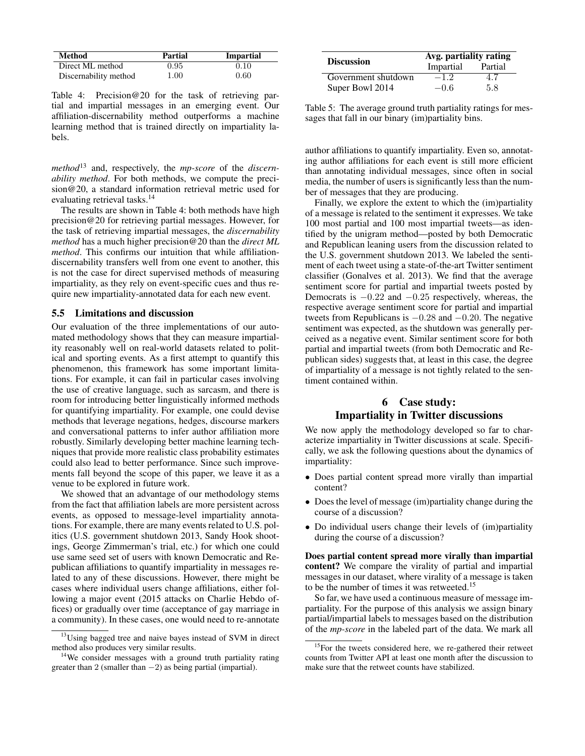| Method | Partial | Impartial |
|---|---|---|
| Direct ML method | 0.95 | 0.10 |
| Discernability method | 1.00 | 0.60 |

Table 4: Precision@20 for the task of retrieving partial and impartial messages in an emerging event. Our affiliation-discernability method outperforms a machine learning method that is trained directly on impartiality labels.

*method*[13] and, respectively, the *mp-score* of the *discernability method*. For both methods, we compute the precision@20, a standard information retrieval metric used for evaluating retrieval tasks.[14]

The results are shown in Table 4: both methods have high precision@20 for retrieving partial messages. However, for the task of retrieving impartial messages, the *discernability method* has a much higher precision@20 than the *direct ML method*. This confirms our intuition that while affiliation-discernability transfers well from one event to another, this is not the case for direct supervised methods of measuring impartiality, as they rely on event-specific cues and thus require new impartiality-annotated data for each new event.

### 5.5 Limitations and discussion

Our evaluation of the three implementations of our automated methodology shows that they can measure impartiality reasonably well on real-world datasets related to political and sporting events. As a first attempt to quantify this phenomenon, this framework has some important limitations. For example, it can fail in particular cases involving the use of creative language, such as sarcasm, and there is room for introducing better linguistically informed methods for quantifying impartiality. For example, one could devise methods that leverage negations, hedges, discourse markers and conversational patterns to infer author affiliation more robustly. Similarly developing better machine learning techniques that provide more realistic class probability estimates could also lead to better performance. Since such improvements fall beyond the scope of this paper, we leave it as a venue to be explored in future work.

We showed that an advantage of our methodology stems from the fact that affiliation labels are more persistent across events, as opposed to message-level impartiality annotations. For example, there are many events related to U.S. politics (U.S. government shutdown 2013, Sandy Hook shootings, George Zimmerman's trial, etc.) for which one could use same seed set of users with known Democratic and Republican affiliations to quantify impartiality in messages related to any of these discussions. However, there might be cases where individual users change affiliations, either following a major event (2015 attacks on Charlie Hebdo offices) or gradually over time (acceptance of gay marriage in a community). In these cases, one would need to re-annotate

[13] Using bagged tree and naive bayes instead of SVM in direct method also produces very similar results.

[14] We consider messages with a ground truth partiality rating greater than 2 (smaller than $-2$) as being partial (impartial).

| Discussion | Avg. partiality rating | |
|---|---|---|
| | Impartial | Partial |
| Government shutdown | $-1.2$ | 4.7 |
| Super Bowl 2014 | $-0.6$ | 5.8 |

Table 5: The average ground truth partiality ratings for messages that fall in our binary (im)partiality bins.

author affiliations to quantify impartiality. Even so, annotating author affiliations for each event is still more efficient than annotating individual messages, since often in social media, the number of users is significantly less than the number of messages that they are producing.

Finally, we explore the extent to which the (im)partiality of a message is related to the sentiment it expresses. We take 100 most partial and 100 most impartial tweets—as identified by the unigram method—posted by both Democratic and Republican leaning users from the discussion related to the U.S. government shutdown 2013. We labeled the sentiment of each tweet using a state-of-the-art Twitter sentiment classifier (Gonalves et al. 2013). We find that the average sentiment score for partial and impartial tweets posted by Democrats is $-0.22$ and $-0.25$ respectively, whereas, the respective average sentiment score for partial and impartial tweets from Republicans is $-0.28$ and $-0.20$. The negative sentiment was expected, as the shutdown was generally perceived as a negative event. Similar sentiment score for both partial and impartial tweets (from both Democratic and Republican sides) suggests that, at least in this case, the degree of impartiality of a message is not tightly related to the sentiment contained within.

## 6 Case study: Impartiality in Twitter discussions

We now apply the methodology developed so far to characterize impartiality in Twitter discussions at scale. Specifically, we ask the following questions about the dynamics of impartiality:

- Does partial content spread more virally than impartial content?
- Does the level of message (im)partiality change during the course of a discussion?
- Do individual users change their levels of (im)partiality during the course of a discussion?

**Does partial content spread more virally than impartial content?** We compare the virality of partial and impartial messages in our dataset, where virality of a message is taken to be the number of times it was retweeted.[15]

So far, we have used a continuous measure of message impartiality. For the purpose of this analysis we assign binary partial/impartial labels to messages based on the distribution of the *mp-score* in the labeled part of the data. We mark all

[15] For the tweets considered here, we re-gathered their retweet counts from Twitter API at least one month after the discussion to make sure that the retweet counts have stabilized.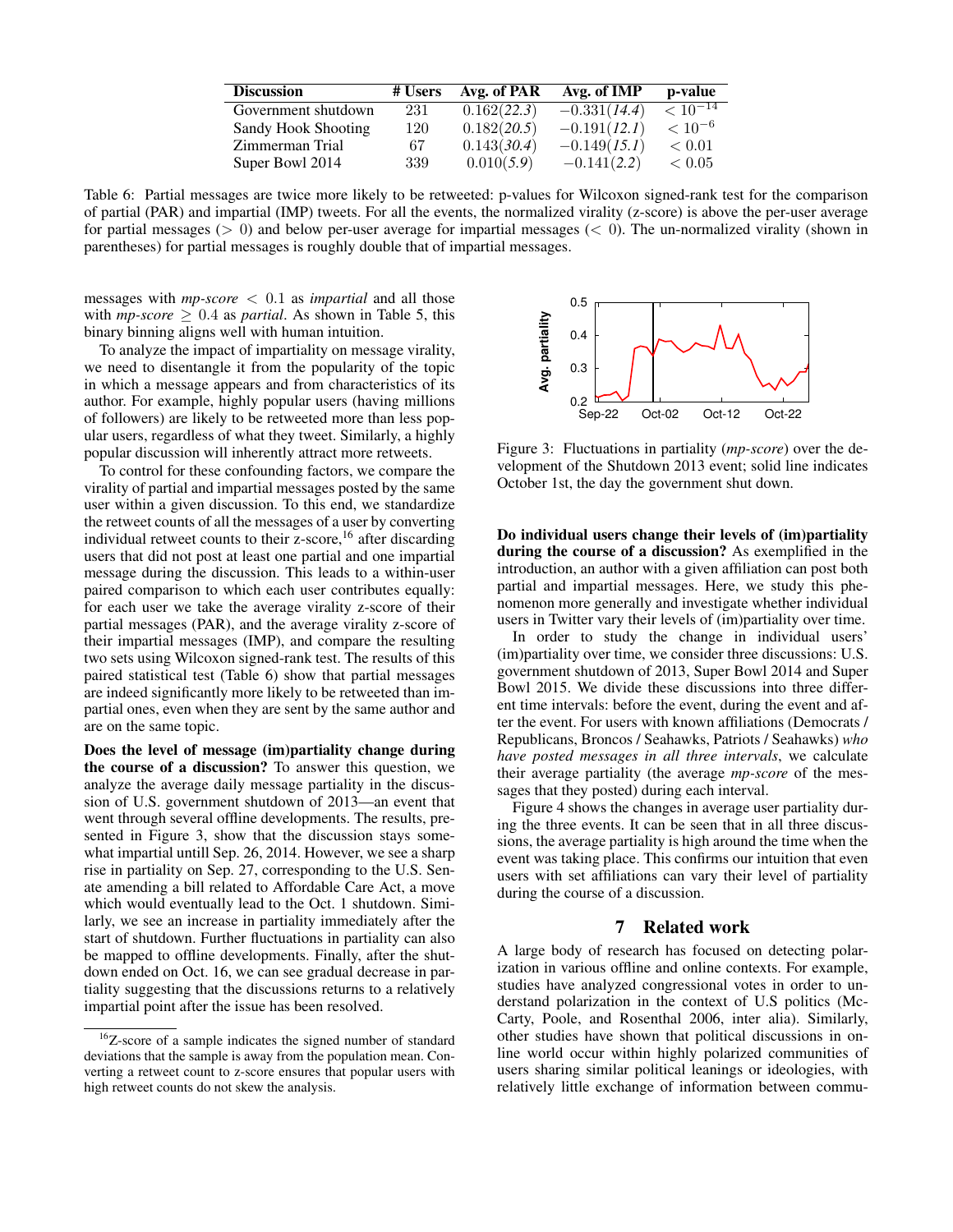| Discussion | # Users | Avg. of PAR | Avg. of IMP | p-value |
|---|---|---|---|---|
| Government shutdown | 231 | 0.162(*22.3*) | −0.331(*14.4*) | $< 10^{-14}$ |
| Sandy Hook Shooting | 120 | 0.182(*20.5*) | −0.191(*12.1*) | $< 10^{-6}$ |
| Zimmerman Trial | 67 | 0.143(*30.4*) | −0.149(*15.1*) | $< 0.01$ |
| Super Bowl 2014 | 339 | 0.010(*5.9*) | −0.141(*2.2*) | $< 0.05$ |

Table 6: Partial messages are twice more likely to be retweeted: p-values for Wilcoxon signed-rank test for the comparison of partial (PAR) and impartial (IMP) tweets. For all the events, the normalized virality (z-score) is above the per-user average for partial messages ($> 0$) and below per-user average for impartial messages ($< 0$). The un-normalized virality (shown in parentheses) for partial messages is roughly double that of impartial messages.

messages with *mp-score* $< 0.1$ as *impartial* and all those with *mp-score* $\geq 0.4$ as *partial*. As shown in Table 5, this binary binning aligns well with human intuition.

To analyze the impact of impartiality on message virality, we need to disentangle it from the popularity of the topic in which a message appears and from characteristics of its author. For example, highly popular users (having millions of followers) are likely to be retweeted more than less popular users, regardless of what they tweet. Similarly, a highly popular discussion will inherently attract more retweets.

To control for these confounding factors, we compare the virality of partial and impartial messages posted by the same user within a given discussion. To this end, we standardize the retweet counts of all the messages of a user by converting individual retweet counts to their z-score,[16] after discarding users that did not post at least one partial and one impartial message during the discussion. This leads to a within-user paired comparison to which each user contributes equally: for each user we take the average virality z-score of their partial messages (PAR), and the average virality z-score of their impartial messages (IMP), and compare the resulting two sets using Wilcoxon signed-rank test. The results of this paired statistical test (Table 6) show that partial messages are indeed significantly more likely to be retweeted than impartial ones, even when they are sent by the same author and are on the same topic.

**Does the level of message (im)partiality change during the course of a discussion?** To answer this question, we analyze the average daily message partiality in the discussion of U.S. government shutdown of 2013—an event that went through several offline developments. The results, presented in Figure 3, show that the discussion stays somewhat impartial untill Sep. 26, 2014. However, we see a sharp rise in partiality on Sep. 27, corresponding to the U.S. Senate amending a bill related to Affordable Care Act, a move which would eventually lead to the Oct. 1 shutdown. Similarly, we see an increase in partiality immediately after the start of shutdown. Further fluctuations in partiality can also be mapped to offline developments. Finally, after the shutdown ended on Oct. 16, we can see gradual decrease in partiality suggesting that the discussions returns to a relatively impartial point after the issue has been resolved.

[16] Z-score of a sample indicates the signed number of standard deviations that the sample is away from the population mean. Converting a retweet count to z-score ensures that popular users with high retweet counts do not skew the analysis.

Figure 3: Fluctuations in partiality (*mp-score*) over the development of the Shutdown 2013 event; solid line indicates October 1st, the day the government shut down.

**Do individual users change their levels of (im)partiality during the course of a discussion?** As exemplified in the introduction, an author with a given affiliation can post both partial and impartial messages. Here, we study this phenomenon more generally and investigate whether individual users in Twitter vary their levels of (im)partiality over time.

In order to study the change in individual users' (im)partiality over time, we consider three discussions: U.S. government shutdown of 2013, Super Bowl 2014 and Super Bowl 2015. We divide these discussions into three different time intervals: before the event, during the event and after the event. For users with known affiliations (Democrats / Republicans, Broncos / Seahawks, Patriots / Seahawks) *who have posted messages in all three intervals*, we calculate their average partiality (the average *mp-score* of the messages that they posted) during each interval.

Figure 4 shows the changes in average user partiality during the three events. It can be seen that in all three discussions, the average partiality is high around the time when the event was taking place. This confirms our intuition that even users with set affiliations can vary their level of partiality during the course of a discussion.

## 7 Related work

A large body of research has focused on detecting polarization in various offline and online contexts. For example, studies have analyzed congressional votes in order to understand polarization in the context of U.S politics (McCarty, Poole, and Rosenthal 2006, inter alia). Similarly, other studies have shown that political discussions in online world occur within highly polarized communities of users sharing similar political leanings or ideologies, with relatively little exchange of information between commu-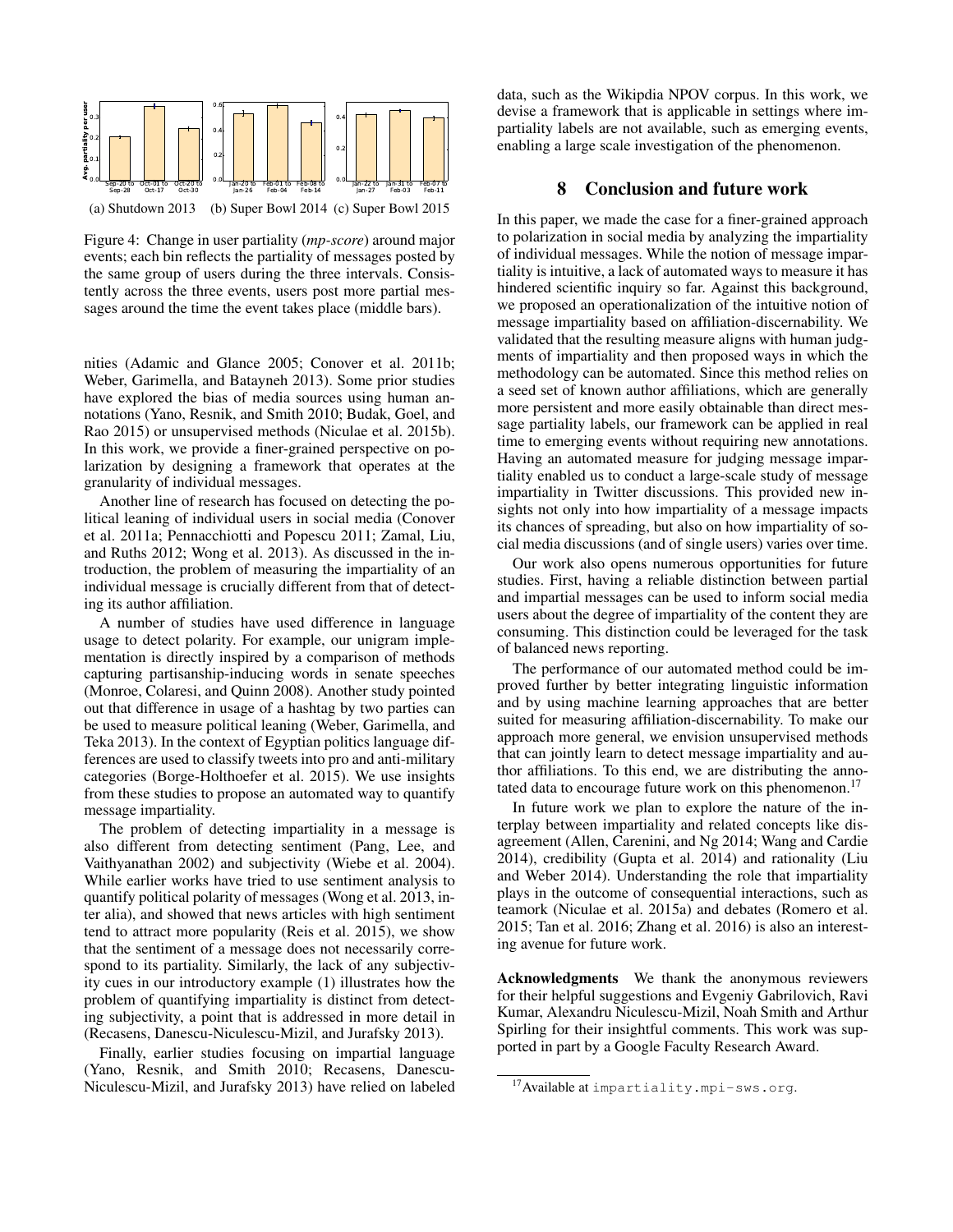(a) Shutdown 2013 (b) Super Bowl 2014 (c) Super Bowl 2015

Figure 4: Change in user partiality (*mp-score*) around major events; each bin reflects the partiality of messages posted by the same group of users during the three intervals. Consistently across the three events, users post more partial messages around the time the event takes place (middle bars).

nities (Adamic and Glance 2005; Conover et al. 2011b; Weber, Garimella, and Batayneh 2013). Some prior studies have explored the bias of media sources using human annotations (Yano, Resnik, and Smith 2010; Budak, Goel, and Rao 2015) or unsupervised methods (Niculae et al. 2015b). In this work, we provide a finer-grained perspective on polarization by designing a framework that operates at the granularity of individual messages.

Another line of research has focused on detecting the political leaning of individual users in social media (Conover et al. 2011a; Pennacchiotti and Popescu 2011; Zamal, Liu, and Ruths 2012; Wong et al. 2013). As discussed in the introduction, the problem of measuring the impartiality of an individual message is crucially different from that of detecting its author affiliation.

A number of studies have used difference in language usage to detect polarity. For example, our unigram implementation is directly inspired by a comparison of methods capturing partisanship-inducing words in senate speeches (Monroe, Colaresi, and Quinn 2008). Another study pointed out that difference in usage of a hashtag by two parties can be used to measure political leaning (Weber, Garimella, and Teka 2013). In the context of Egyptian politics language differences are used to classify tweets into pro and anti-military categories (Borge-Holthoefer et al. 2015). We use insights from these studies to propose an automated way to quantify message impartiality.

The problem of detecting impartiality in a message is also different from detecting sentiment (Pang, Lee, and Vaithyanathan 2002) and subjectivity (Wiebe et al. 2004). While earlier works have tried to use sentiment analysis to quantify political polarity of messages (Wong et al. 2013, inter alia), and showed that news articles with high sentiment tend to attract more popularity (Reis et al. 2015), we show that the sentiment of a message does not necessarily correspond to its partiality. Similarly, the lack of any subjectivity cues in our introductory example (1) illustrates how the problem of quantifying impartiality is distinct from detecting subjectivity, a point that is addressed in more detail in (Recasens, Danescu-Niculescu-Mizil, and Jurafsky 2013).

Finally, earlier studies focusing on impartial language (Yano, Resnik, and Smith 2010; Recasens, Danescu-Niculescu-Mizil, and Jurafsky 2013) have relied on labeled data, such as the Wikipdia NPOV corpus. In this work, we devise a framework that is applicable in settings where impartiality labels are not available, such as emerging events, enabling a large scale investigation of the phenomenon.

## 8 Conclusion and future work

In this paper, we made the case for a finer-grained approach to polarization in social media by analyzing the impartiality of individual messages. While the notion of message impartiality is intuitive, a lack of automated ways to measure it has hindered scientific inquiry so far. Against this background, we proposed an operationalization of the intuitive notion of message impartiality based on affiliation-discernability. We validated that the resulting measure aligns with human judgments of impartiality and then proposed ways in which the methodology can be automated. Since this method relies on a seed set of known author affiliations, which are generally more persistent and more easily obtainable than direct message partiality labels, our framework can be applied in real time to emerging events without requiring new annotations. Having an automated measure for judging message impartiality enabled us to conduct a large-scale study of message impartiality in Twitter discussions. This provided new insights not only into how impartiality of a message impacts its chances of spreading, but also on how impartiality of social media discussions (and of single users) varies over time.

Our work also opens numerous opportunities for future studies. First, having a reliable distinction between partial and impartial messages can be used to inform social media users about the degree of impartiality of the content they are consuming. This distinction could be leveraged for the task of balanced news reporting.

The performance of our automated method could be improved further by better integrating linguistic information and by using machine learning approaches that are better suited for measuring affiliation-discernability. To make our approach more general, we envision unsupervised methods that can jointly learn to detect message impartiality and author affiliations. To this end, we are distributing the annotated data to encourage future work on this phenomenon.[17]

In future work we plan to explore the nature of the interplay between impartiality and related concepts like disagreement (Allen, Carenini, and Ng 2014; Wang and Cardie 2014), credibility (Gupta et al. 2014) and rationality (Liu and Weber 2014). Understanding the role that impartiality plays in the outcome of consequential interactions, such as teamork (Niculae et al. 2015a) and debates (Romero et al. 2015; Tan et al. 2016; Zhang et al. 2016) is also an interesting avenue for future work.

**Acknowledgments** We thank the anonymous reviewers for their helpful suggestions and Evgeniy Gabrilovich, Ravi Kumar, Alexandru Niculescu-Mizil, Noah Smith and Arthur Spirling for their insightful comments. This work was supported in part by a Google Faculty Research Award.

[17] Available at `impartiality.mpi-sws.org`.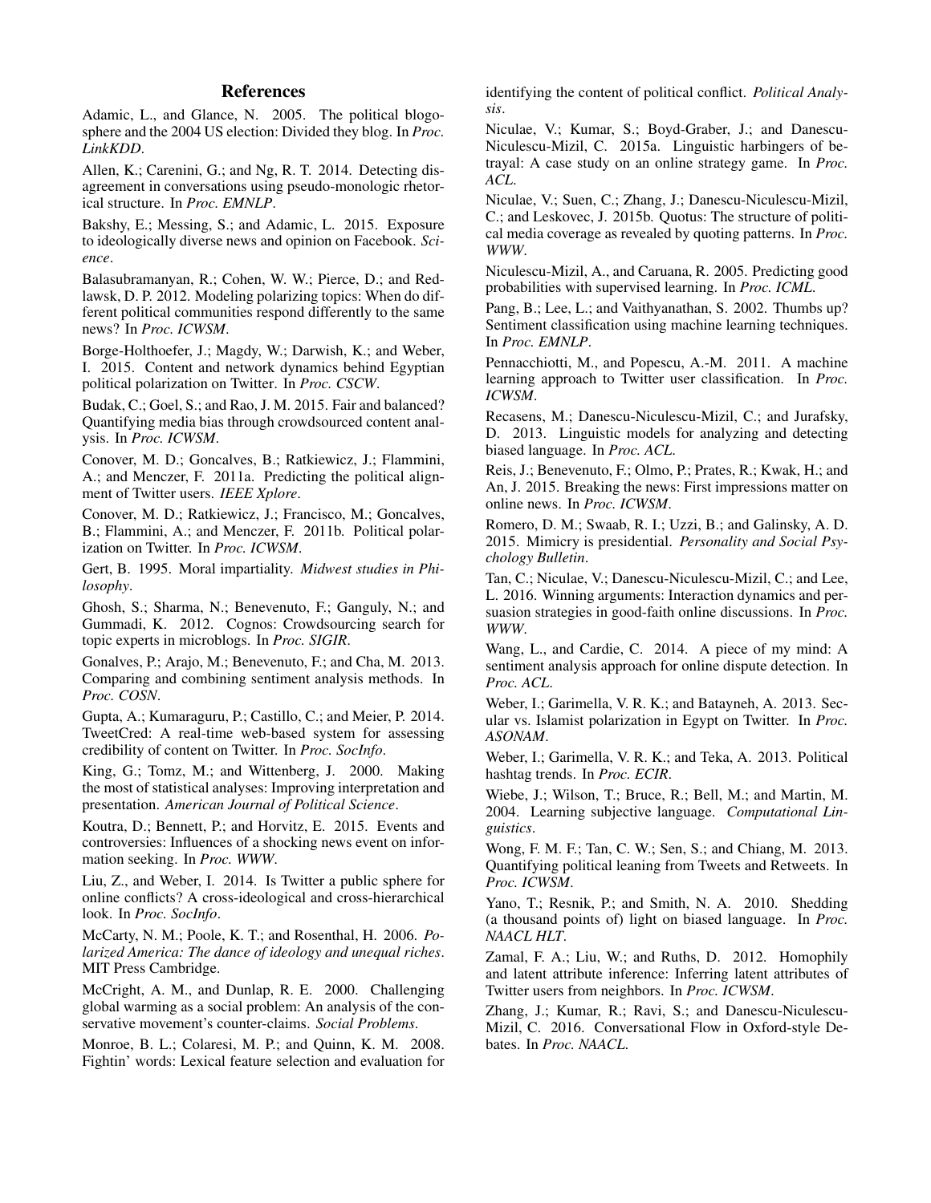## References

Adamic, L., and Glance, N. 2005. The political blogosphere and the 2004 US election: Divided they blog. In *Proc. LinkKDD*.

Allen, K.; Carenini, G.; and Ng, R. T. 2014. Detecting disagreement in conversations using pseudo-monologic rhetorical structure. In *Proc. EMNLP*.

Bakshy, E.; Messing, S.; and Adamic, L. 2015. Exposure to ideologically diverse news and opinion on Facebook. *Science*.

Balasubramanyan, R.; Cohen, W. W.; Pierce, D.; and Redlawsk, D. P. 2012. Modeling polarizing topics: When do different political communities respond differently to the same news? In *Proc. ICWSM*.

Borge-Holthoefer, J.; Magdy, W.; Darwish, K.; and Weber, I. 2015. Content and network dynamics behind Egyptian political polarization on Twitter. In *Proc. CSCW*.

Budak, C.; Goel, S.; and Rao, J. M. 2015. Fair and balanced? Quantifying media bias through crowdsourced content analysis. In *Proc. ICWSM*.

Conover, M. D.; Goncalves, B.; Ratkiewicz, J.; Flammini, A.; and Menczer, F. 2011a. Predicting the political alignment of Twitter users. *IEEE Xplore*.

Conover, M. D.; Ratkiewicz, J.; Francisco, M.; Goncalves, B.; Flammini, A.; and Menczer, F. 2011b. Political polarization on Twitter. In *Proc. ICWSM*.

Gert, B. 1995. Moral impartiality. *Midwest studies in Philosophy*.

Ghosh, S.; Sharma, N.; Benevenuto, F.; Ganguly, N.; and Gummadi, K. 2012. Cognos: Crowdsourcing search for topic experts in microblogs. In *Proc. SIGIR*.

Gonalves, P.; Arajo, M.; Benevenuto, F.; and Cha, M. 2013. Comparing and combining sentiment analysis methods. In *Proc. COSN*.

Gupta, A.; Kumaraguru, P.; Castillo, C.; and Meier, P. 2014. TweetCred: A real-time web-based system for assessing credibility of content on Twitter. In *Proc. SocInfo*.

King, G.; Tomz, M.; and Wittenberg, J. 2000. Making the most of statistical analyses: Improving interpretation and presentation. *American Journal of Political Science*.

Koutra, D.; Bennett, P.; and Horvitz, E. 2015. Events and controversies: Influences of a shocking news event on information seeking. In *Proc. WWW*.

Liu, Z., and Weber, I. 2014. Is Twitter a public sphere for online conflicts? A cross-ideological and cross-hierarchical look. In *Proc. SocInfo*.

McCarty, N. M.; Poole, K. T.; and Rosenthal, H. 2006. *Polarized America: The dance of ideology and unequal riches*. MIT Press Cambridge.

McCright, A. M., and Dunlap, R. E. 2000. Challenging global warming as a social problem: An analysis of the conservative movement's counter-claims. *Social Problems*.

Monroe, B. L.; Colaresi, M. P.; and Quinn, K. M. 2008. Fightin' words: Lexical feature selection and evaluation for identifying the content of political conflict. *Political Analysis*.

Niculae, V.; Kumar, S.; Boyd-Graber, J.; and Danescu-Niculescu-Mizil, C. 2015a. Linguistic harbingers of betrayal: A case study on an online strategy game. In *Proc. ACL*.

Niculae, V.; Suen, C.; Zhang, J.; Danescu-Niculescu-Mizil, C.; and Leskovec, J. 2015b. Quotus: The structure of political media coverage as revealed by quoting patterns. In *Proc. WWW*.

Niculescu-Mizil, A., and Caruana, R. 2005. Predicting good probabilities with supervised learning. In *Proc. ICML*.

Pang, B.; Lee, L.; and Vaithyanathan, S. 2002. Thumbs up? Sentiment classification using machine learning techniques. In *Proc. EMNLP*.

Pennacchiotti, M., and Popescu, A.-M. 2011. A machine learning approach to Twitter user classification. In *Proc. ICWSM*.

Recasens, M.; Danescu-Niculescu-Mizil, C.; and Jurafsky, D. 2013. Linguistic models for analyzing and detecting biased language. In *Proc. ACL*.

Reis, J.; Benevenuto, F.; Olmo, P.; Prates, R.; Kwak, H.; and An, J. 2015. Breaking the news: First impressions matter on online news. In *Proc. ICWSM*.

Romero, D. M.; Swaab, R. I.; Uzzi, B.; and Galinsky, A. D. 2015. Mimicry is presidential. *Personality and Social Psychology Bulletin*.

Tan, C.; Niculae, V.; Danescu-Niculescu-Mizil, C.; and Lee, L. 2016. Winning arguments: Interaction dynamics and persuasion strategies in good-faith online discussions. In *Proc. WWW*.

Wang, L., and Cardie, C. 2014. A piece of my mind: A sentiment analysis approach for online dispute detection. In *Proc. ACL*.

Weber, I.; Garimella, V. R. K.; and Batayneh, A. 2013. Secular vs. Islamist polarization in Egypt on Twitter. In *Proc. ASONAM*.

Weber, I.; Garimella, V. R. K.; and Teka, A. 2013. Political hashtag trends. In *Proc. ECIR*.

Wiebe, J.; Wilson, T.; Bruce, R.; Bell, M.; and Martin, M. 2004. Learning subjective language. *Computational Linguistics*.

Wong, F. M. F.; Tan, C. W.; Sen, S.; and Chiang, M. 2013. Quantifying political leaning from Tweets and Retweets. In *Proc. ICWSM*.

Yano, T.; Resnik, P.; and Smith, N. A. 2010. Shedding (a thousand points of) light on biased language. In *Proc. NAACL HLT*.

Zamal, F. A.; Liu, W.; and Ruths, D. 2012. Homophily and latent attribute inference: Inferring latent attributes of Twitter users from neighbors. In *Proc. ICWSM*.

Zhang, J.; Kumar, R.; Ravi, S.; and Danescu-Niculescu-Mizil, C. 2016. Conversational Flow in Oxford-style Debates. In *Proc. NAACL*.